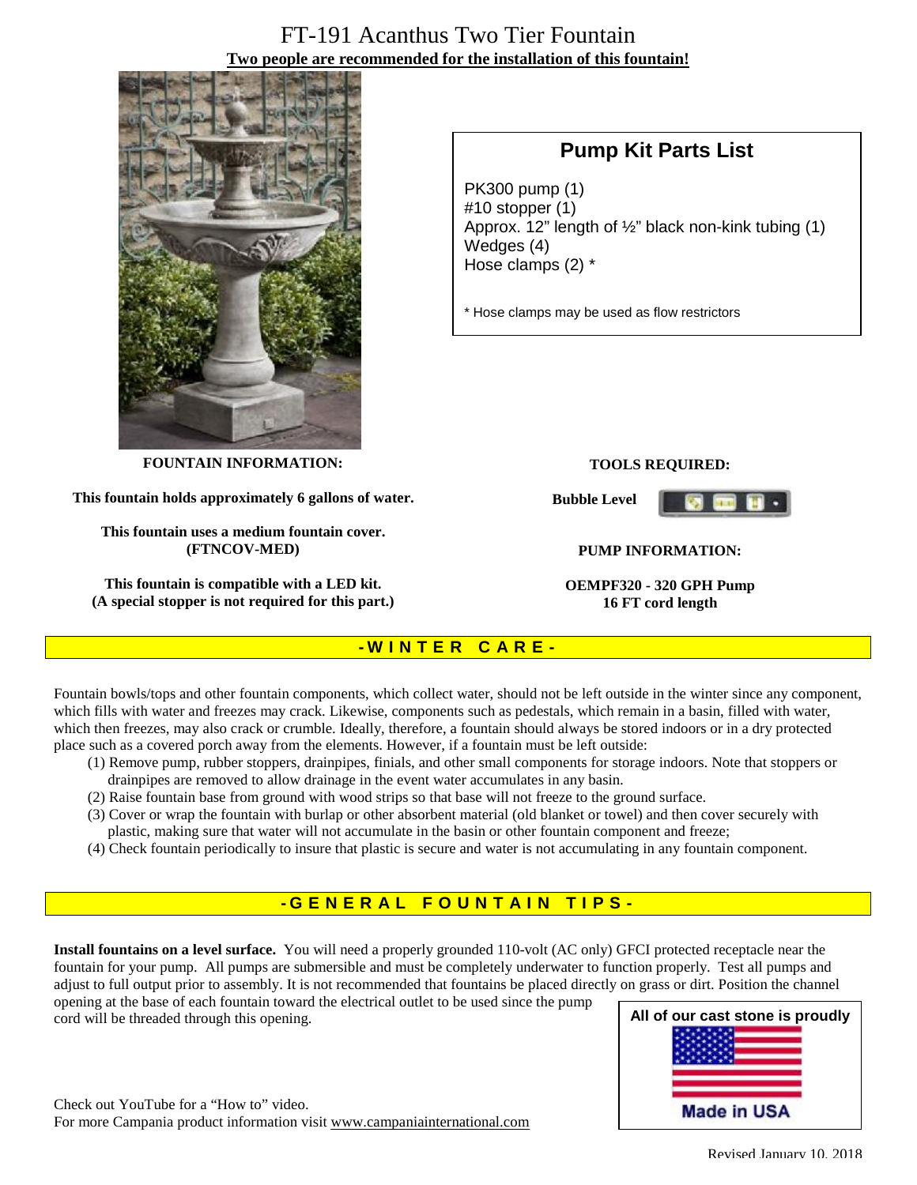# FT-191 Acanthus Two Tier Fountain

**Two people are recommended for the installation of this fountain!**

## Pump Kit Parts List

PK300 pump (1)
#10 stopper (1)
Approx. 12" length of ½" black non-kink tubing (1)
Wedges (4)
Hose clamps (2) *

* Hose clamps may be used as flow restrictors

**FOUNTAIN INFORMATION:**

**This fountain holds approximately 6 gallons of water.**

**This fountain uses a medium fountain cover. (FTNCOV-MED)**

**This fountain is compatible with a LED kit. (A special stopper is not required for this part.)**

**TOOLS REQUIRED:**

**Bubble Level**

**PUMP INFORMATION:**

**OEMPF320 - 320 GPH Pump**
**16 FT cord length**

## -WINTER CARE-

Fountain bowls/tops and other fountain components, which collect water, should not be left outside in the winter since any component, which fills with water and freezes may crack. Likewise, components such as pedestals, which remain in a basin, filled with water, which then freezes, may also crack or crumble. Ideally, therefore, a fountain should always be stored indoors or in a dry protected place such as a covered porch away from the elements. However, if a fountain must be left outside:

(1) Remove pump, rubber stoppers, drainpipes, finials, and other small components for storage indoors. Note that stoppers or drainpipes are removed to allow drainage in the event water accumulates in any basin.
(2) Raise fountain base from ground with wood strips so that base will not freeze to the ground surface.
(3) Cover or wrap the fountain with burlap or other absorbent material (old blanket or towel) and then cover securely with plastic, making sure that water will not accumulate in the basin or other fountain component and freeze;
(4) Check fountain periodically to insure that plastic is secure and water is not accumulating in any fountain component.

## -GENERAL FOUNTAIN TIPS-

**Install fountains on a level surface.** You will need a properly grounded 110-volt (AC only) GFCI protected receptacle near the fountain for your pump. All pumps are submersible and must be completely underwater to function properly. Test all pumps and adjust to full output prior to assembly. It is not recommended that fountains be placed directly on grass or dirt. Position the channel opening at the base of each fountain toward the electrical outlet to be used since the pump cord will be threaded through this opening.

All of our cast stone is proudly Made in USA

Check out YouTube for a "How to" video.
For more Campania product information visit www.campaniainternational.com

Revised January 10, 2018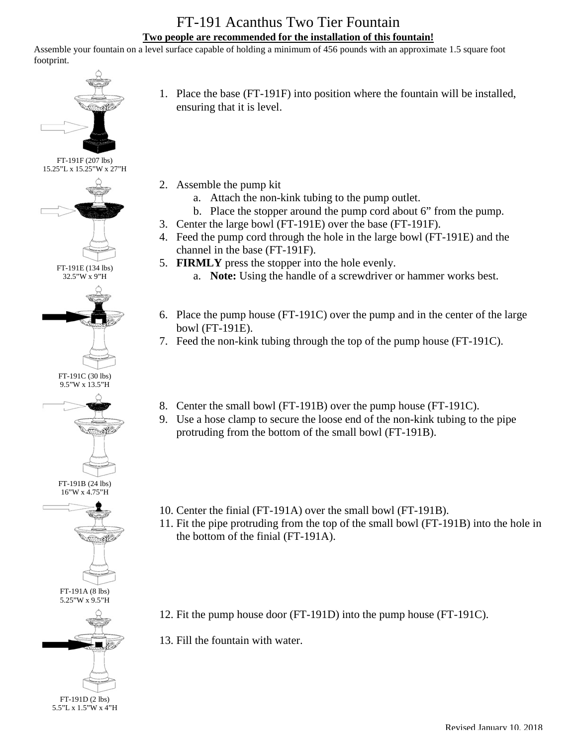# FT-191 Acanthus Two Tier Fountain

**Two people are recommended for the installation of this fountain!**

Assemble your fountain on a level surface capable of holding a minimum of 456 pounds with an approximate 1.5 square foot footprint.

FT-191F (207 lbs)
15.25"L x 15.25"W x 27"H

1. Place the base (FT-191F) into position where the fountain will be installed, ensuring that it is level.

FT-191E (134 lbs)
32.5"W x 9"H

2. Assemble the pump kit
   a. Attach the non-kink tubing to the pump outlet.
   b. Place the stopper around the pump cord about 6" from the pump.
3. Center the large bowl (FT-191E) over the base (FT-191F).
4. Feed the pump cord through the hole in the large bowl (FT-191E) and the channel in the base (FT-191F).
5. **FIRMLY** press the stopper into the hole evenly.
   a. **Note:** Using the handle of a screwdriver or hammer works best.

FT-191C (30 lbs)
9.5"W x 13.5"H

6. Place the pump house (FT-191C) over the pump and in the center of the large bowl (FT-191E).
7. Feed the non-kink tubing through the top of the pump house (FT-191C).

FT-191B (24 lbs)
16"W x 4.75"H

8. Center the small bowl (FT-191B) over the pump house (FT-191C).
9. Use a hose clamp to secure the loose end of the non-kink tubing to the pipe protruding from the bottom of the small bowl (FT-191B).

FT-191A (8 lbs)
5.25"W x 9.5"H

10. Center the finial (FT-191A) over the small bowl (FT-191B).
11. Fit the pipe protruding from the top of the small bowl (FT-191B) into the hole in the bottom of the finial (FT-191A).

FT-191D (2 lbs)
5.5"L x 1.5"W x 4"H

12. Fit the pump house door (FT-191D) into the pump house (FT-191C).

13. Fill the fountain with water.

Revised January 10, 2018